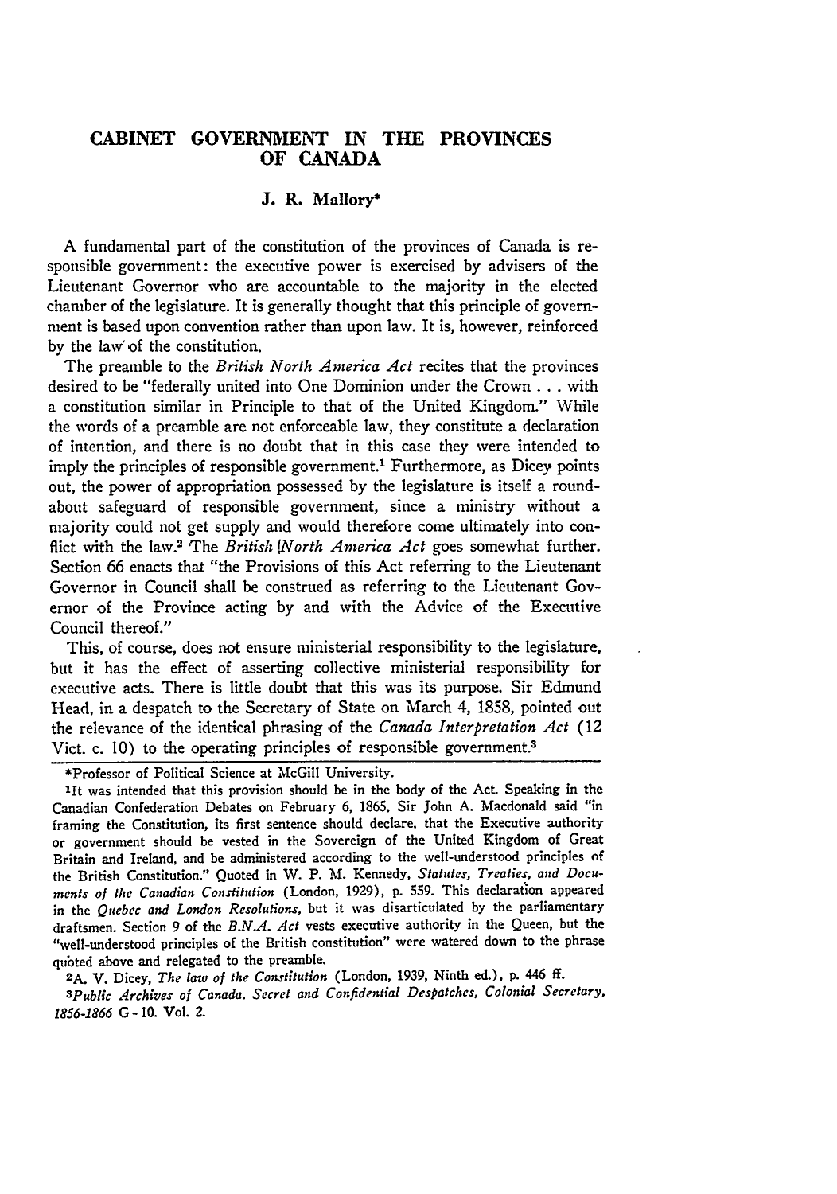# CABINET GOVERNMENT IN THE PROVINCES OF CANADA

## J. R. Mallory*

A fundamental part of the constitution of the provinces of Canada is responsible government: the executive power is exercised by advisers of the Lieutenant Governor who are accountable to the majority in the elected chamber of the legislature. It is generally thought that this principle of government is based upon convention rather than upon law. It is, however, reinforced by the law of the constitution.

The preamble to the *British North America Act* recites that the provinces desired to be "federally united into One Dominion under the Crown . . . with a constitution similar in Principle to that of the United Kingdom." While the words of a preamble are not enforceable law, they constitute a declaration of intention, and there is no doubt that in this case they were intended to imply the principles of responsible government.[1] Furthermore, as Dicey points out, the power of appropriation possessed by the legislature is itself a roundabout safeguard of responsible government, since a ministry without a majority could not get supply and would therefore come ultimately into conflict with the law.[2] The *British North America Act* goes somewhat further. Section 66 enacts that "the Provisions of this Act referring to the Lieutenant Governor in Council shall be construed as referring to the Lieutenant Governor of the Province acting by and with the Advice of the Executive Council thereof."

This, of course, does not ensure ministerial responsibility to the legislature, but it has the effect of asserting collective ministerial responsibility for executive acts. There is little doubt that this was its purpose. Sir Edmund Head, in a despatch to the Secretary of State on March 4, 1858, pointed out the relevance of the identical phrasing of the *Canada Interpretation Act* (12 Vict. c. 10) to the operating principles of responsible government.[3]

---

*Professor of Political Science at McGill University.

[1] It was intended that this provision should be in the body of the Act. Speaking in the Canadian Confederation Debates on February 6, 1865, Sir John A. Macdonald said "in framing the Constitution, its first sentence should declare, that the Executive authority or government should be vested in the Sovereign of the United Kingdom of Great Britain and Ireland, and be administered according to the well-understood principles of the British Constitution." Quoted in W. P. M. Kennedy, *Statutes, Treaties, and Documents of the Canadian Constitution* (London, 1929), p. 559. This declaration appeared in the *Quebec and London Resolutions*, but it was disarticulated by the parliamentary draftsmen. Section 9 of the *B.N.A. Act* vests executive authority in the Queen, but the "well-understood principles of the British constitution" were watered down to the phrase quoted above and relegated to the preamble.

[2] A. V. Dicey, *The law of the Constitution* (London, 1939, Ninth ed.), p. 446 ff.

[3] *Public Archives of Canada. Secret and Confidential Despatches, Colonial Secretary, 1856-1866* G-10. Vol. 2.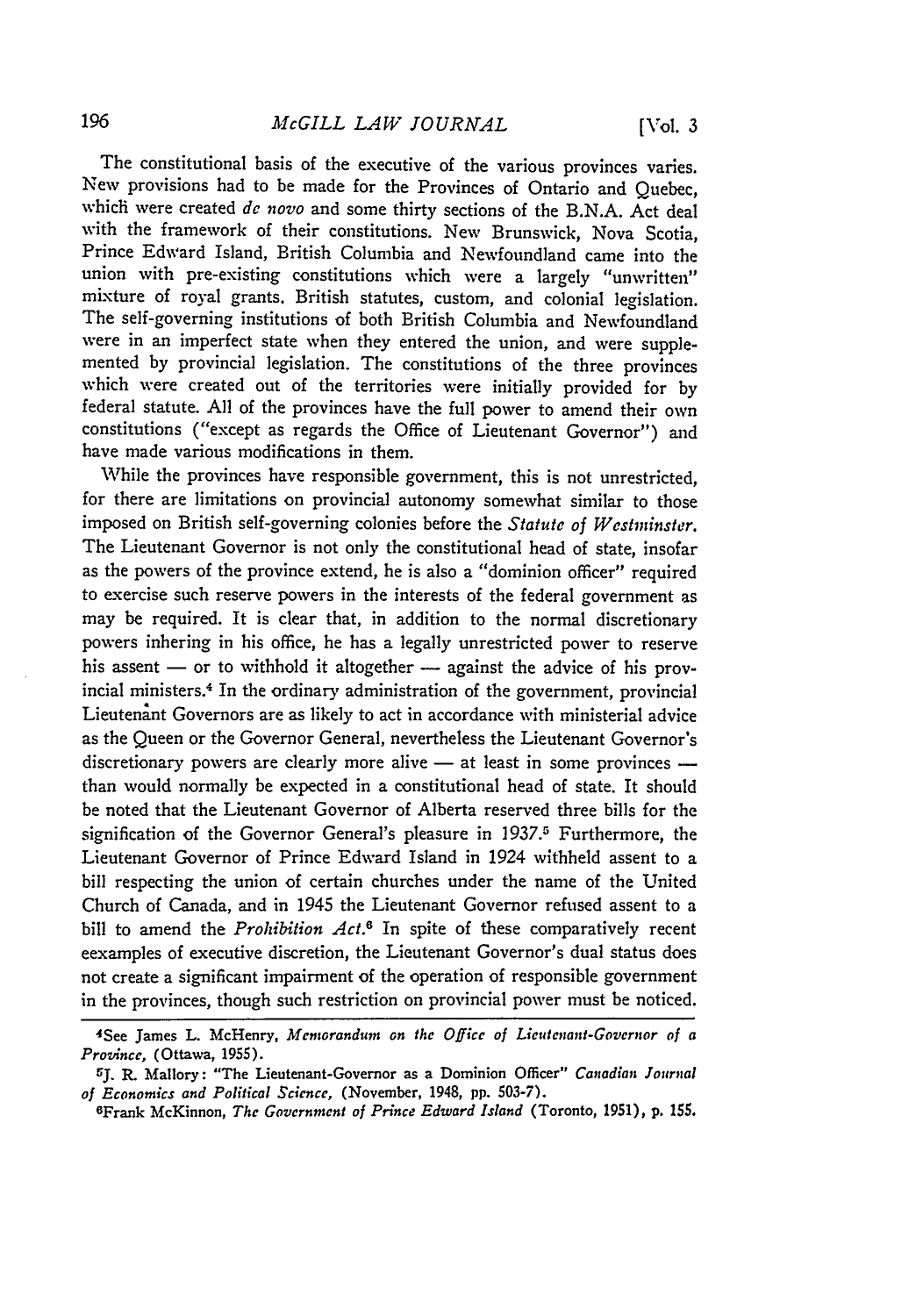The constitutional basis of the executive of the various provinces varies. New provisions had to be made for the Provinces of Ontario and Quebec, which were created *de novo* and some thirty sections of the B.N.A. Act deal with the framework of their constitutions. New Brunswick, Nova Scotia, Prince Edward Island, British Columbia and Newfoundland came into the union with pre-existing constitutions which were a largely "unwritten" mixture of royal grants, British statutes, custom, and colonial legislation. The self-governing institutions of both British Columbia and Newfoundland were in an imperfect state when they entered the union, and were supplemented by provincial legislation. The constitutions of the three provinces which were created out of the territories were initially provided for by federal statute. All of the provinces have the full power to amend their own constitutions ("except as regards the Office of Lieutenant Governor") and have made various modifications in them.

While the provinces have responsible government, this is not unrestricted, for there are limitations on provincial autonomy somewhat similar to those imposed on British self-governing colonies before the *Statute of Westminster.* The Lieutenant Governor is not only the constitutional head of state, insofar as the powers of the province extend, he is also a "dominion officer" required to exercise such reserve powers in the interests of the federal government as may be required. It is clear that, in addition to the normal discretionary powers inhering in his office, he has a legally unrestricted power to reserve his assent — or to withhold it altogether — against the advice of his provincial ministers.[4] In the ordinary administration of the government, provincial Lieutenant Governors are as likely to act in accordance with ministerial advice as the Queen or the Governor General, nevertheless the Lieutenant Governor's discretionary powers are clearly more alive — at least in some provinces — than would normally be expected in a constitutional head of state. It should be noted that the Lieutenant Governor of Alberta reserved three bills for the signification of the Governor General's pleasure in 1937.[5] Furthermore, the Lieutenant Governor of Prince Edward Island in 1924 withheld assent to a bill respecting the union of certain churches under the name of the United Church of Canada, and in 1945 the Lieutenant Governor refused assent to a bill to amend the *Prohibition Act.*[6] In spite of these comparatively recent eexamples of executive discretion, the Lieutenant Governor's dual status does not create a significant impairment of the operation of responsible government in the provinces, though such restriction on provincial power must be noticed.

---

[4]See James L. McHenry, *Memorandum on the Office of Lieutenant-Governor of a Province,* (Ottawa, 1955).

[5]J. R. Mallory: "The Lieutenant-Governor as a Dominion Officer" *Canadian Journal of Economics and Political Science,* (November, 1948, pp. 503-7).

[6]Frank McKinnon, *The Government of Prince Edward Island* (Toronto, 1951), p. 155.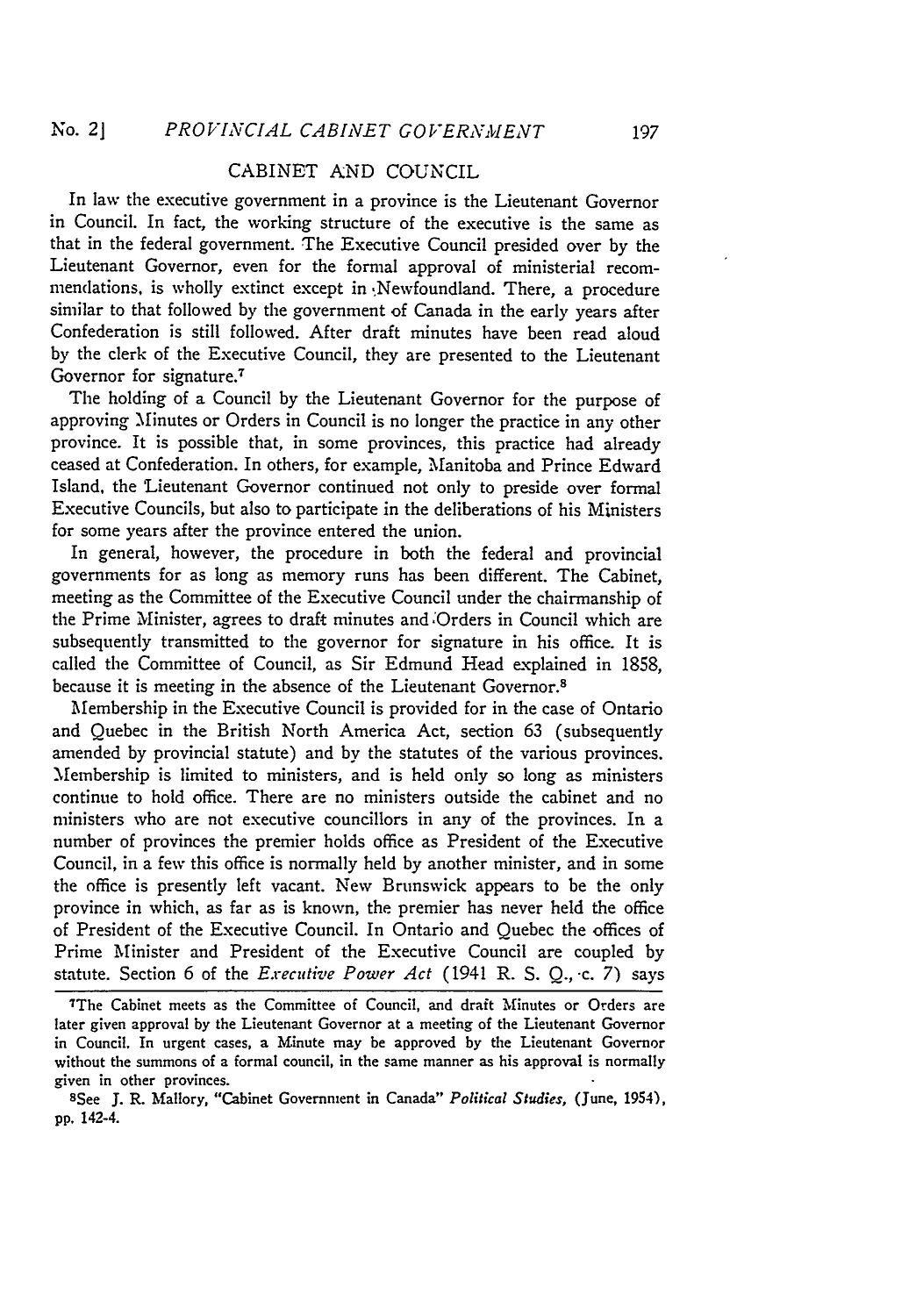## CABINET AND COUNCIL

In law the executive government in a province is the Lieutenant Governor in Council. In fact, the working structure of the executive is the same as that in the federal government. The Executive Council presided over by the Lieutenant Governor, even for the formal approval of ministerial recommendations, is wholly extinct except in Newfoundland. There, a procedure similar to that followed by the government of Canada in the early years after Confederation is still followed. After draft minutes have been read aloud by the clerk of the Executive Council, they are presented to the Lieutenant Governor for signature.[7]

The holding of a Council by the Lieutenant Governor for the purpose of approving Minutes or Orders in Council is no longer the practice in any other province. It is possible that, in some provinces, this practice had already ceased at Confederation. In others, for example, Manitoba and Prince Edward Island, the Lieutenant Governor continued not only to preside over formal Executive Councils, but also to participate in the deliberations of his Ministers for some years after the province entered the union.

In general, however, the procedure in both the federal and provincial governments for as long as memory runs has been different. The Cabinet, meeting as the Committee of the Executive Council under the chairmanship of the Prime Minister, agrees to draft minutes and Orders in Council which are subsequently transmitted to the governor for signature in his office. It is called the Committee of Council, as Sir Edmund Head explained in 1858, because it is meeting in the absence of the Lieutenant Governor.[8]

Membership in the Executive Council is provided for in the case of Ontario and Quebec in the British North America Act, section 63 (subsequently amended by provincial statute) and by the statutes of the various provinces. Membership is limited to ministers, and is held only so long as ministers continue to hold office. There are no ministers outside the cabinet and no ministers who are not executive councillors in any of the provinces. In a number of provinces the premier holds office as President of the Executive Council, in a few this office is normally held by another minister, and in some the office is presently left vacant. New Brunswick appears to be the only province in which, as far as is known, the premier has never held the office of President of the Executive Council. In Ontario and Quebec the offices of Prime Minister and President of the Executive Council are coupled by statute. Section 6 of the *Executive Power Act* (1941 R. S. Q., c. 7) says

---

[7]The Cabinet meets as the Committee of Council, and draft Minutes or Orders are later given approval by the Lieutenant Governor at a meeting of the Lieutenant Governor in Council. In urgent cases, a Minute may be approved by the Lieutenant Governor without the summons of a formal council, in the same manner as his approval is normally given in other provinces.

[8]See J. R. Mallory, "Cabinet Government in Canada" *Political Studies*, (June, 1954), pp. 142-4.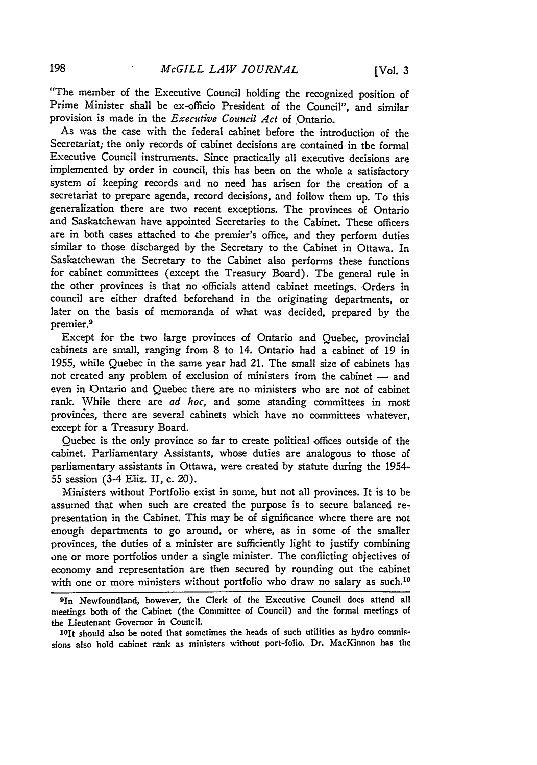"The member of the Executive Council holding the recognized position of Prime Minister shall be ex-officio President of the Council", and similar provision is made in the *Executive Council Act* of Ontario.

As was the case with the federal cabinet before the introduction of the Secretariat, the only records of cabinet decisions are contained in the formal Executive Council instruments. Since practically all executive decisions are implemented by order in council, this has been on the whole a satisfactory system of keeping records and no need has arisen for the creation of a secretariat to prepare agenda, record decisions, and follow them up. To this generalization there are two recent exceptions. The provinces of Ontario and Saskatchewan have appointed Secretaries to the Cabinet. These officers are in both cases attached to the premier's office, and they perform duties similar to those discharged by the Secretary to the Cabinet in Ottawa. In Saskatchewan the Secretary to the Cabinet also performs these functions for cabinet committees (except the Treasury Board). The general rule in the other provinces is that no officials attend cabinet meetings. Orders in council are either drafted beforehand in the originating departments, or later on the basis of memoranda of what was decided, prepared by the premier.[9]

Except for the two large provinces of Ontario and Quebec, provincial cabinets are small, ranging from 8 to 14. Ontario had a cabinet of 19 in 1955, while Quebec in the same year had 21. The small size of cabinets has not created any problem of exclusion of ministers from the cabinet — and even in Ontario and Quebec there are no ministers who are not of cabinet rank. While there are *ad hoc*, and some standing committees in most provinces, there are several cabinets which have no committees whatever, except for a Treasury Board.

Quebec is the only province so far to create political offices outside of the cabinet. Parliamentary Assistants, whose duties are analogous to those of parliamentary assistants in Ottawa, were created by statute during the 1954-55 session (3-4 Eliz. II, c. 20).

Ministers without Portfolio exist in some, but not all provinces. It is to be assumed that when such are created the purpose is to secure balanced representation in the Cabinet. This may be of significance where there are not enough departments to go around, or where, as in some of the smaller provinces, the duties of a minister are sufficiently light to justify combining one or more portfolios under a single minister. The conflicting objectives of economy and representation are then secured by rounding out the cabinet with one or more ministers without portfolio who draw no salary as such.[10]

---

[9] In Newfoundland, however, the Clerk of the Executive Council does attend all meetings both of the Cabinet (the Committee of Council) and the formal meetings of the Lieutenant Governor in Council.

[10] It should also be noted that sometimes the heads of such utilities as hydro commissions also hold cabinet rank as ministers without port-folio. Dr. MacKinnon has the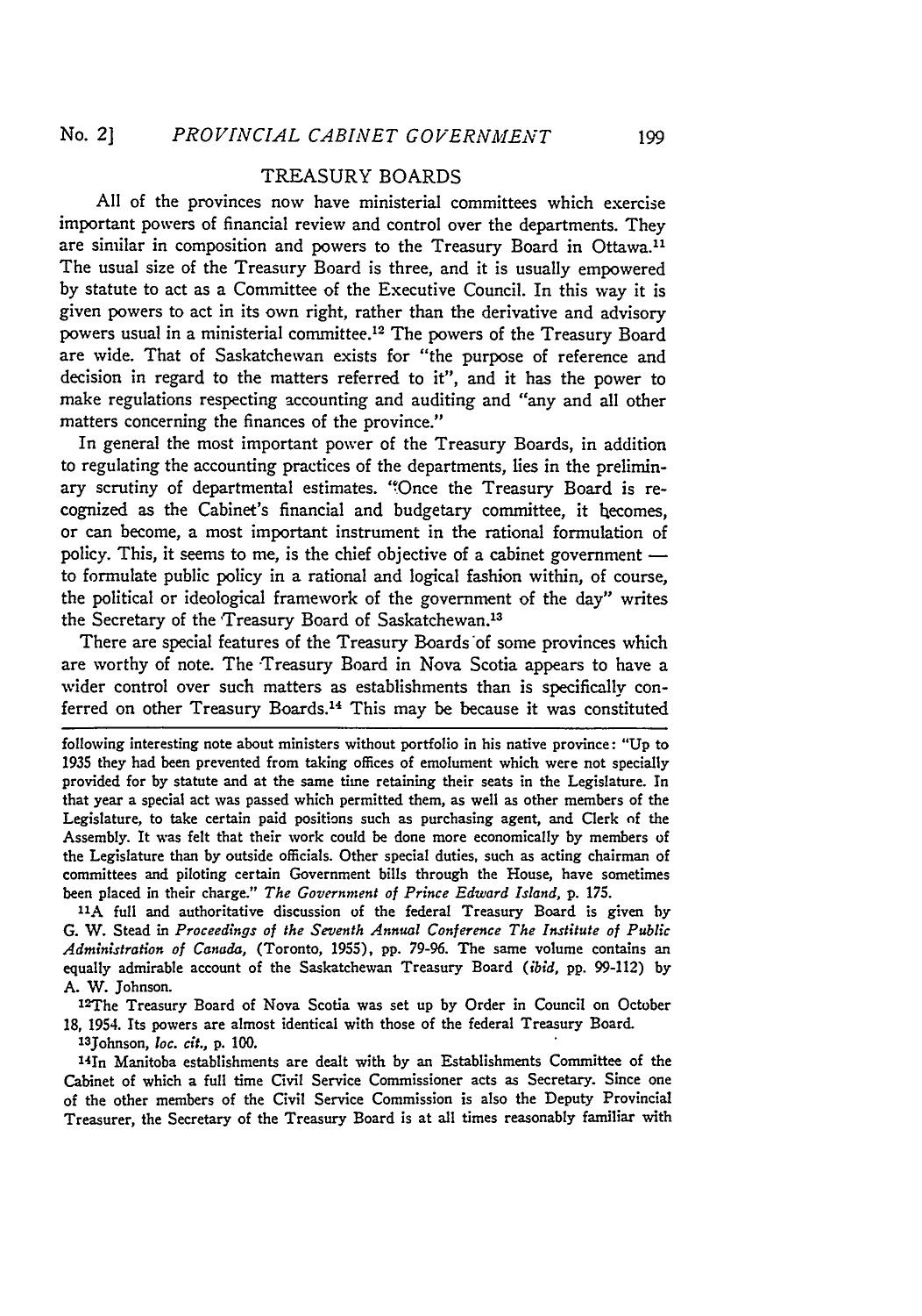## TREASURY BOARDS

All of the provinces now have ministerial committees which exercise important powers of financial review and control over the departments. They are similar in composition and powers to the Treasury Board in Ottawa.[11] The usual size of the Treasury Board is three, and it is usually empowered by statute to act as a Committee of the Executive Council. In this way it is given powers to act in its own right, rather than the derivative and advisory powers usual in a ministerial committee.[12] The powers of the Treasury Board are wide. That of Saskatchewan exists for "the purpose of reference and decision in regard to the matters referred to it", and it has the power to make regulations respecting accounting and auditing and "any and all other matters concerning the finances of the province."

In general the most important power of the Treasury Boards, in addition to regulating the accounting practices of the departments, lies in the preliminary scrutiny of departmental estimates. "Once the Treasury Board is recognized as the Cabinet's financial and budgetary committee, it becomes, or can become, a most important instrument in the rational formulation of policy. This, it seems to me, is the chief objective of a cabinet government — to formulate public policy in a rational and logical fashion within, of course, the political or ideological framework of the government of the day" writes the Secretary of the Treasury Board of Saskatchewan.[13]

There are special features of the Treasury Boards of some provinces which are worthy of note. The Treasury Board in Nova Scotia appears to have a wider control over such matters as establishments than is specifically conferred on other Treasury Boards.[14] This may be because it was constituted

---

following interesting note about ministers without portfolio in his native province: "Up to 1935 they had been prevented from taking offices of emolument which were not specially provided for by statute and at the same time retaining their seats in the Legislature. In that year a special act was passed which permitted them, as well as other members of the Legislature, to take certain paid positions such as purchasing agent, and Clerk of the Assembly. It was felt that their work could be done more economically by members of the Legislature than by outside officials. Other special duties, such as acting chairman of committees and piloting certain Government bills through the House, have sometimes been placed in their charge." *The Government of Prince Edward Island*, p. 175.

[11] A full and authoritative discussion of the federal Treasury Board is given by G. W. Stead in *Proceedings of the Seventh Annual Conference The Institute of Public Administration of Canada*, (Toronto, 1955), pp. 79-96. The same volume contains an equally admirable account of the Saskatchewan Treasury Board (*ibid*, pp. 99-112) by A. W. Johnson.

[12] The Treasury Board of Nova Scotia was set up by Order in Council on October 18, 1954. Its powers are almost identical with those of the federal Treasury Board.

[13] Johnson, *loc. cit.*, p. 100.

[14] In Manitoba establishments are dealt with by an Establishments Committee of the Cabinet of which a full time Civil Service Commissioner acts as Secretary. Since one of the other members of the Civil Service Commission is also the Deputy Provincial Treasurer, the Secretary of the Treasury Board is at all times reasonably familiar with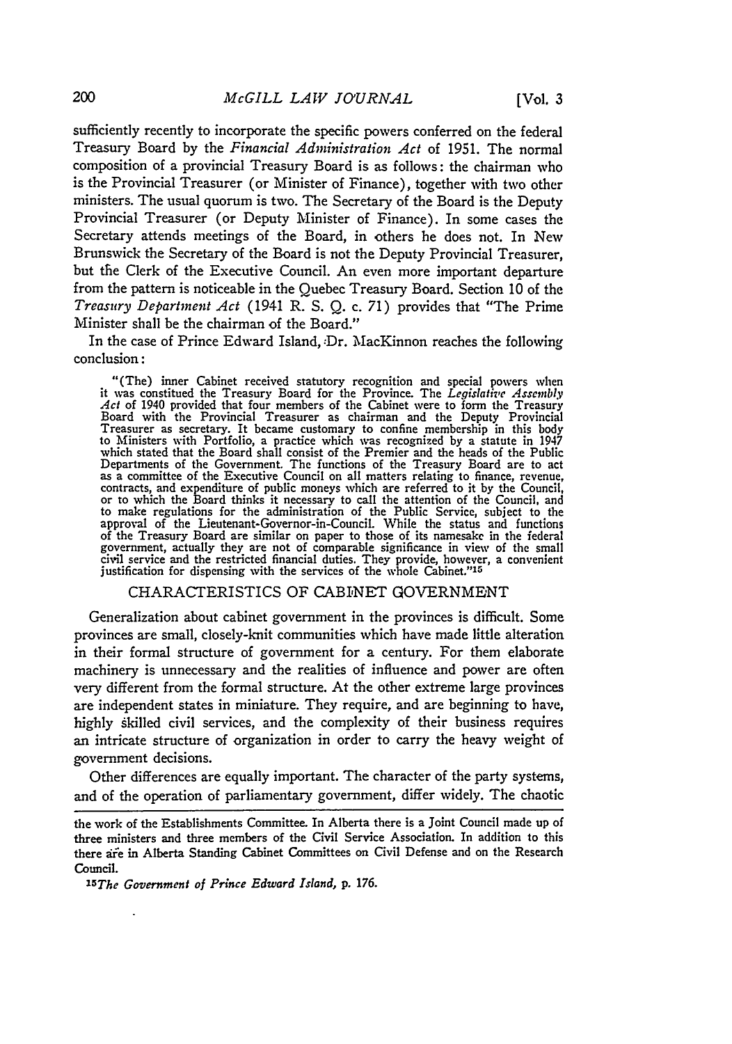sufficiently recently to incorporate the specific powers conferred on the federal Treasury Board by the *Financial Administration Act* of 1951. The normal composition of a provincial Treasury Board is as follows: the chairman who is the Provincial Treasurer (or Minister of Finance), together with two other ministers. The usual quorum is two. The Secretary of the Board is the Deputy Provincial Treasurer (or Deputy Minister of Finance). In some cases the Secretary attends meetings of the Board, in others he does not. In New Brunswick the Secretary of the Board is not the Deputy Provincial Treasurer, but the Clerk of the Executive Council. An even more important departure from the pattern is noticeable in the Quebec Treasury Board. Section 10 of the *Treasury Department Act* (1941 R. S. Q. c. 71) provides that "The Prime Minister shall be the chairman of the Board."

In the case of Prince Edward Island, Dr. MacKinnon reaches the following conclusion:

> "(The) inner Cabinet received statutory recognition and special powers when it was constituted the Treasury Board for the Province. The *Legislative Assembly Act* of 1940 provided that four members of the Cabinet were to form the Treasury Board with the Provincial Treasurer as chairman and the Deputy Provincial Treasurer as secretary. It became customary to confine membership in this body to Ministers with Portfolio, a practice which was recognized by a statute in 1947 which stated that the Board shall consist of the Premier and the heads of the Public Departments of the Government. The functions of the Treasury Board are to act as a committee of the Executive Council on all matters relating to finance, revenue, contracts, and expenditure of public moneys which are referred to it by the Council, or to which the Board thinks it necessary to call the attention of the Council, and to make regulations for the administration of the Public Service, subject to the approval of the Lieutenant-Governor-in-Council. While the status and functions of the Treasury Board are similar on paper to those of its namesake in the federal government, actually they are not of comparable significance in view of the small civil service and the restricted financial duties. They provide, however, a convenient justification for dispensing with the services of the whole Cabinet."[15]

## CHARACTERISTICS OF CABINET GOVERNMENT

Generalization about cabinet government in the provinces is difficult. Some provinces are small, closely-knit communities which have made little alteration in their formal structure of government for a century. For them elaborate machinery is unnecessary and the realities of influence and power are often very different from the formal structure. At the other extreme large provinces are independent states in miniature. They require, and are beginning to have, highly skilled civil services, and the complexity of their business requires an intricate structure of organization in order to carry the heavy weight of government decisions.

Other differences are equally important. The character of the party systems, and of the operation of parliamentary government, differ widely. The chaotic

---

the work of the Establishments Committee. In Alberta there is a Joint Council made up of three ministers and three members of the Civil Service Association. In addition to this there are in Alberta Standing Cabinet Committees on Civil Defense and on the Research Council.

[15] *The Government of Prince Edward Island*, p. 176.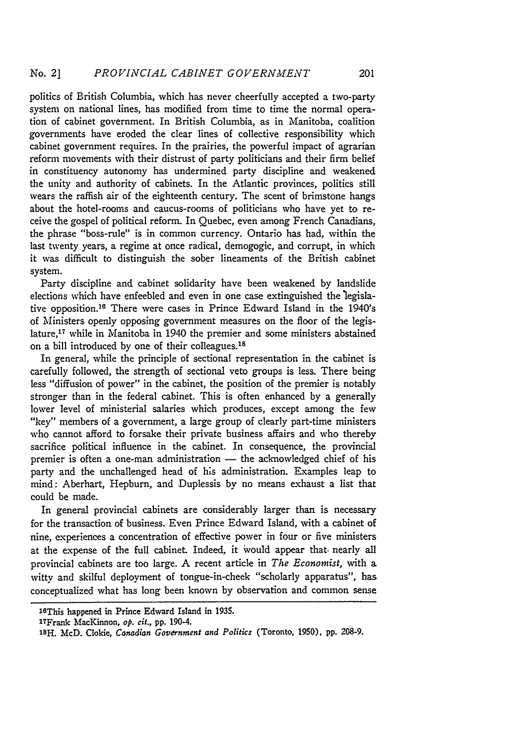politics of British Columbia, which has never cheerfully accepted a two-party system on national lines, has modified from time to time the normal operation of cabinet government. In British Columbia, as in Manitoba, coalition governments have eroded the clear lines of collective responsibility which cabinet government requires. In the prairies, the powerful impact of agrarian reform movements with their distrust of party politicians and their firm belief in constituency autonomy has undermined party discipline and weakened the unity and authority of cabinets. In the Atlantic provinces, politics still wears the raffish air of the eighteenth century. The scent of brimstone hangs about the hotel-rooms and caucus-rooms of politicians who have yet to receive the gospel of political reform. In Quebec, even among French Canadians, the phrase "boss-rule" is in common currency. Ontario has had, within the last twenty years, a regime at once radical, demogogic, and corrupt, in which it was difficult to distinguish the sober lineaments of the British cabinet system.

Party discipline and cabinet solidarity have been weakened by landslide elections which have enfeebled and even in one case extinguished the legislative opposition.[16] There were cases in Prince Edward Island in the 1940's of Ministers openly opposing government measures on the floor of the legislature,[17] while in Manitoba in 1940 the premier and some ministers abstained on a bill introduced by one of their colleagues.[18]

In general, while the principle of sectional representation in the cabinet is carefully followed, the strength of sectional veto groups is less. There being less "diffusion of power" in the cabinet, the position of the premier is notably stronger than in the federal cabinet. This is often enhanced by a generally lower level of ministerial salaries which produces, except among the few "key" members of a government, a large group of clearly part-time ministers who cannot afford to forsake their private business affairs and who thereby sacrifice political influence in the cabinet. In consequence, the provincial premier is often a one-man administration — the acknowledged chief of his party and the unchallenged head of his administration. Examples leap to mind: Aberhart, Hepburn, and Duplessis by no means exhaust a list that could be made.

In general provincial cabinets are considerably larger than is necessary for the transaction of business. Even Prince Edward Island, with a cabinet of nine, experiences a concentration of effective power in four or five ministers at the expense of the full cabinet. Indeed, it would appear that nearly all provincial cabinets are too large. A recent article in *The Economist,* with a witty and skilful deployment of tongue-in-cheek "scholarly apparatus", has conceptualized what has long been known by observation and common sense

---

[16]This happened in Prince Edward Island in 1935.

[17]Frank MacKinnon, *op. cit.*, pp. 190-4.

[18]H. McD. Clokie, *Canadian Government and Politics* (Toronto, 1950), pp. 208-9.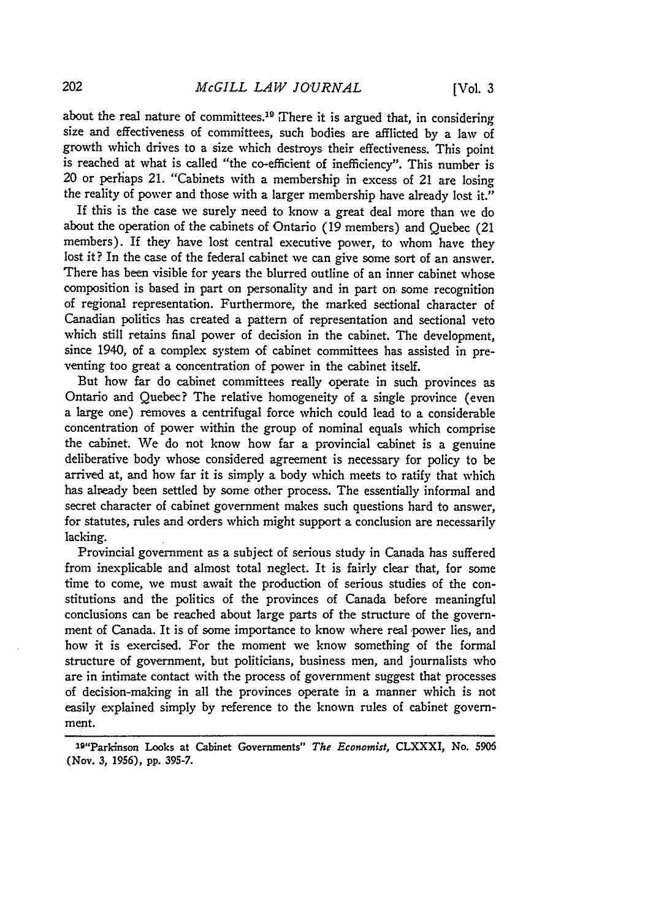about the real nature of committees.[19] There it is argued that, in considering size and effectiveness of committees, such bodies are afflicted by a law of growth which drives to a size which destroys their effectiveness. This point is reached at what is called "the co-efficient of inefficiency". This number is 20 or perhaps 21. "Cabinets with a membership in excess of 21 are losing the reality of power and those with a larger membership have already lost it."

If this is the case we surely need to know a great deal more than we do about the operation of the cabinets of Ontario (19 members) and Quebec (21 members). If they have lost central executive power, to whom have they lost it? In the case of the federal cabinet we can give some sort of an answer. There has been visible for years the blurred outline of an inner cabinet whose composition is based in part on personality and in part on some recognition of regional representation. Furthermore, the marked sectional character of Canadian politics has created a pattern of representation and sectional veto which still retains final power of decision in the cabinet. The development, since 1940, of a complex system of cabinet committees has assisted in preventing too great a concentration of power in the cabinet itself.

But how far do cabinet committees really operate in such provinces as Ontario and Quebec? The relative homogeneity of a single province (even a large one) removes a centrifugal force which could lead to a considerable concentration of power within the group of nominal equals which comprise the cabinet. We do not know how far a provincial cabinet is a genuine deliberative body whose considered agreement is necessary for policy to be arrived at, and how far it is simply a body which meets to ratify that which has already been settled by some other process. The essentially informal and secret character of cabinet government makes such questions hard to answer, for statutes, rules and orders which might support a conclusion are necessarily lacking.

Provincial government as a subject of serious study in Canada has suffered from inexplicable and almost total neglect. It is fairly clear that, for some time to come, we must await the production of serious studies of the constitutions and the politics of the provinces of Canada before meaningful conclusions can be reached about large parts of the structure of the government of Canada. It is of some importance to know where real power lies, and how it is exercised. For the moment we know something of the formal structure of government, but politicians, business men, and journalists who are in intimate contact with the process of government suggest that processes of decision-making in all the provinces operate in a manner which is not easily explained simply by reference to the known rules of cabinet government.

---

[19]"Parkinson Looks at Cabinet Governments" *The Economist*, CLXXXI, No. 5906 (Nov. 3, 1956), pp. 395-7.